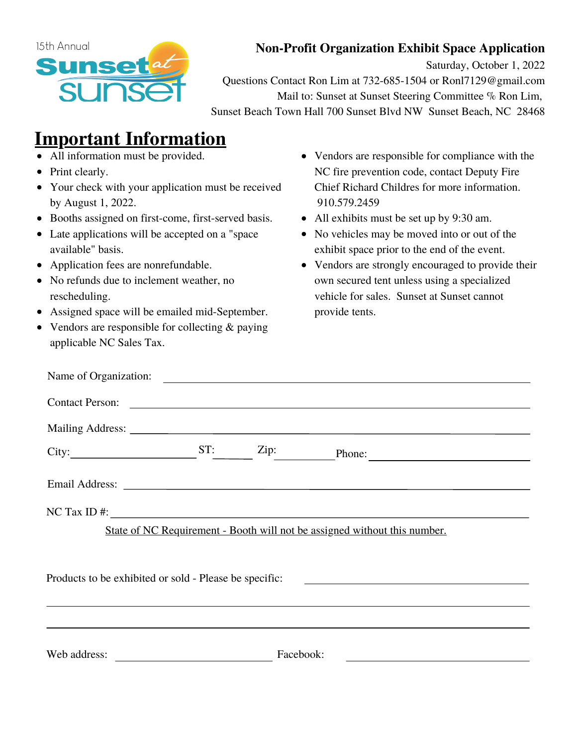15th Annual Sunset at Sunset

## Non-Profit Organization Exhibit Space Application

Saturday, October 1, 2022

Questions Contact Ron Lim at 732-685-1504 or Ronl7129@gmail.com

Mail to: Sunset at Sunset Steering Committee ℅ Ron Lim, Sunset Beach Town Hall 700 Sunset Blvd NW Sunset Beach, NC 28468

# Important Information

- All information must be provided.
- Print clearly.
- Your check with your application must be received by August 1, 2022.
- Booths assigned on first-come, first-served basis.
- Late applications will be accepted on a "space available" basis.
- Application fees are nonrefundable.
- No refunds due to inclement weather, no rescheduling.
- Assigned space will be emailed mid-September.
- Vendors are responsible for collecting & paying applicable NC Sales Tax.
- Vendors are responsible for compliance with the NC fire prevention code, contact Deputy Fire Chief Richard Childres for more information. 910.579.2459
- All exhibits must be set up by 9:30 am.
- No vehicles may be moved into or out of the exhibit space prior to the end of the event.
- Vendors are strongly encouraged to provide their own secured tent unless using a specialized vehicle for sales. Sunset at Sunset cannot provide tents.

Name of Organization: ______________________________

Contact Person: ______________________________

Mailing Address: ______________________________

City: ______________ ST: ______ Zip: ______ Phone: ______________

Email Address: ______________________________

NC Tax ID #: ______________________________

State of NC Requirement - Booth will not be assigned without this number.

Products to be exhibited or sold - Please be specific: ______________________________

______________________________

______________________________

Web address: ______________ Facebook: ______________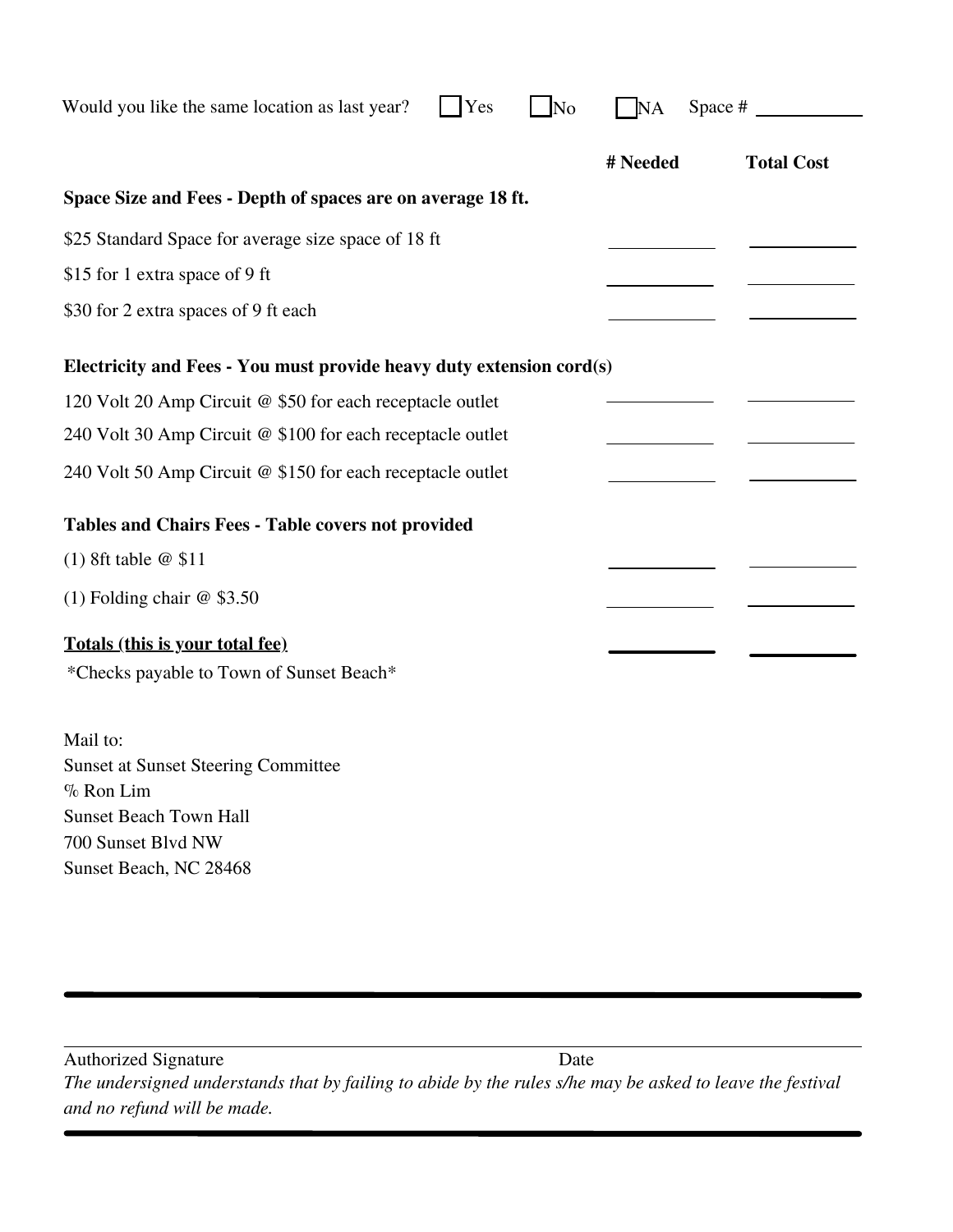Would you like the same location as last year? ☐ Yes ☐ No ☐ NA Space # ____________

| | # Needed | Total Cost |
|---|---|---|
| **Space Size and Fees - Depth of spaces are on average 18 ft.** | | |
| $25 Standard Space for average size space of 18 ft | | |
| $15 for 1 extra space of 9 ft | | |
| $30 for 2 extra spaces of 9 ft each | | |
| **Electricity and Fees - You must provide heavy duty extension cord(s)** | | |
| 120 Volt 20 Amp Circuit @ $50 for each receptacle outlet | | |
| 240 Volt 30 Amp Circuit @ $100 for each receptacle outlet | | |
| 240 Volt 50 Amp Circuit @ $150 for each receptacle outlet | | |
| **Tables and Chairs Fees - Table covers not provided** | | |
| (1) 8ft table @ $11 | | |
| (1) Folding chair @ $3.50 | | |
| **<u>Totals (this is your total fee)</u>** | | |

*Checks payable to Town of Sunset Beach*

Mail to:
Sunset at Sunset Steering Committee
℅ Ron Lim
Sunset Beach Town Hall
700 Sunset Blvd NW
Sunset Beach, NC 28468

Authorized Signature Date

*The undersigned understands that by failing to abide by the rules s/he may be asked to leave the festival and no refund will be made.*